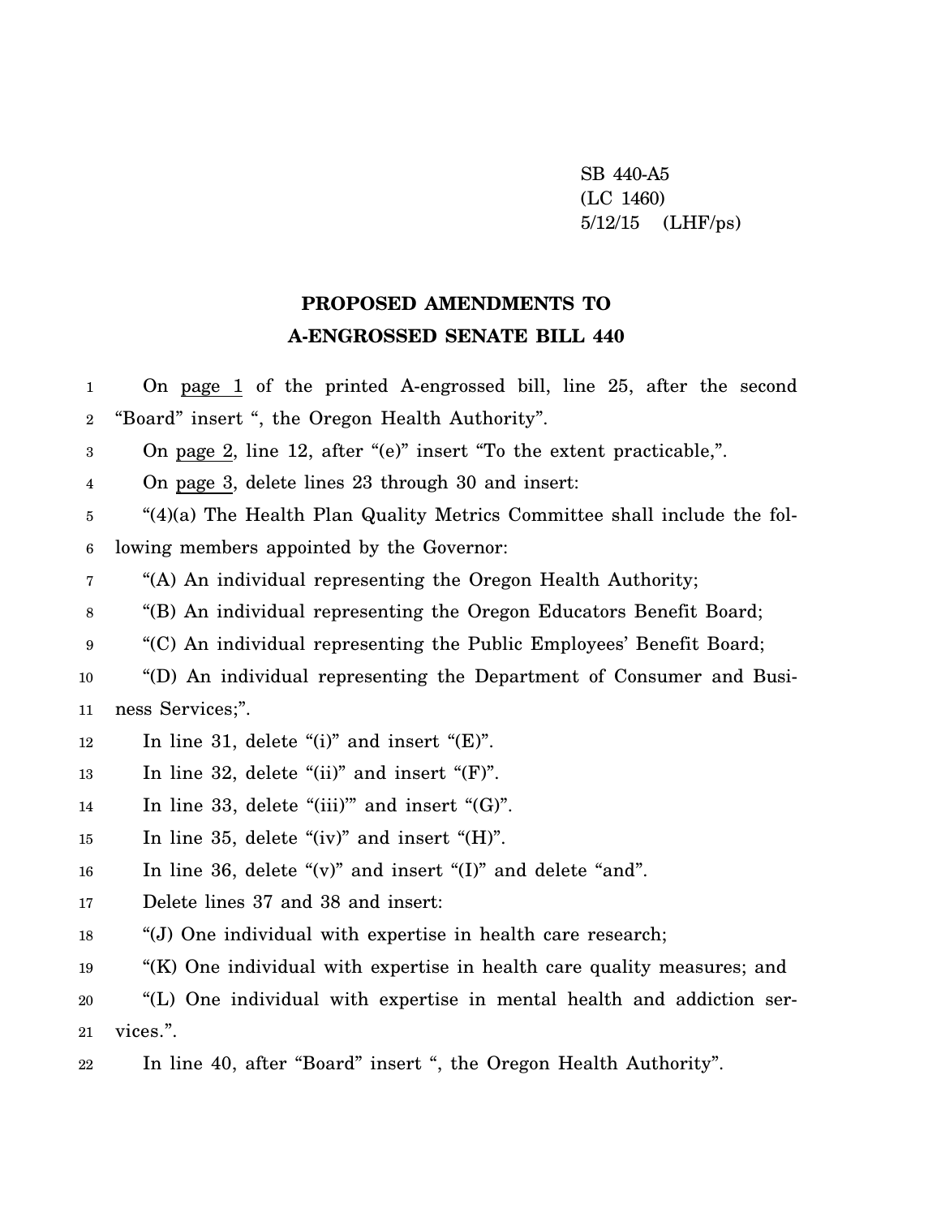SB 440-A5
(LC 1460)
5/12/15 (LHF/ps)

# PROPOSED AMENDMENTS TO
# A-ENGROSSED SENATE BILL 440

On page 1 of the printed A-engrossed bill, line 25, after the second "Board" insert ", the Oregon Health Authority".

On page 2, line 12, after "(e)" insert "To the extent practicable,".

On page 3, delete lines 23 through 30 and insert:

"(4)(a) The Health Plan Quality Metrics Committee shall include the following members appointed by the Governor:

"(A) An individual representing the Oregon Health Authority;

"(B) An individual representing the Oregon Educators Benefit Board;

"(C) An individual representing the Public Employees' Benefit Board;

"(D) An individual representing the Department of Consumer and Business Services;".

In line 31, delete "(i)" and insert "(E)".

In line 32, delete "(ii)" and insert "(F)".

In line 33, delete "(iii)'" and insert "(G)".

In line 35, delete "(iv)" and insert "(H)".

In line 36, delete "(v)" and insert "(I)" and delete "and".

Delete lines 37 and 38 and insert:

"(J) One individual with expertise in health care research;

"(K) One individual with expertise in health care quality measures; and

"(L) One individual with expertise in mental health and addiction services.".

In line 40, after "Board" insert ", the Oregon Health Authority".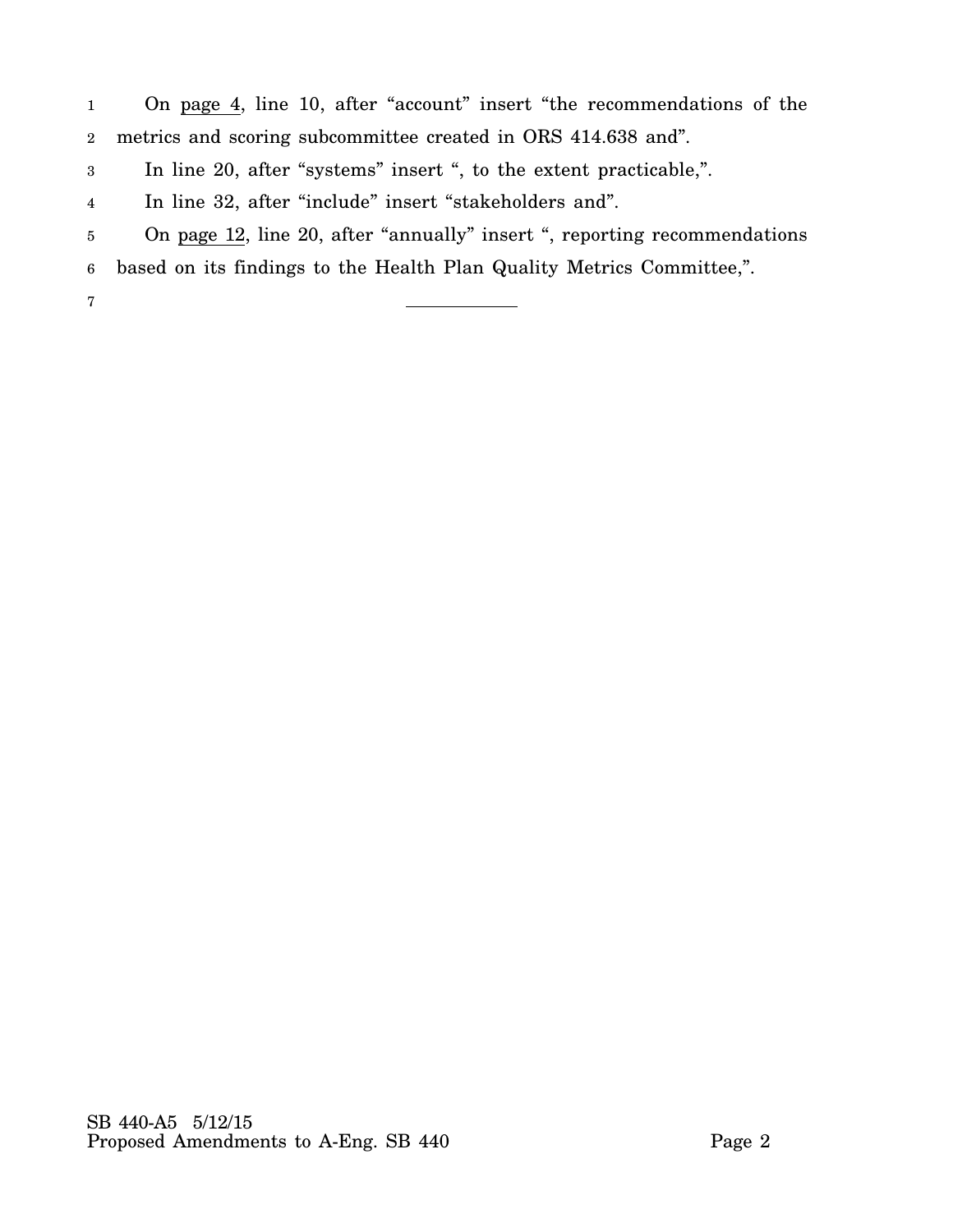On page 4, line 10, after "account" insert "the recommendations of the metrics and scoring subcommittee created in ORS 414.638 and".

In line 20, after "systems" insert ", to the extent practicable,".

In line 32, after "include" insert "stakeholders and".

On page 12, line 20, after "annually" insert ", reporting recommendations based on its findings to the Health Plan Quality Metrics Committee,".

---